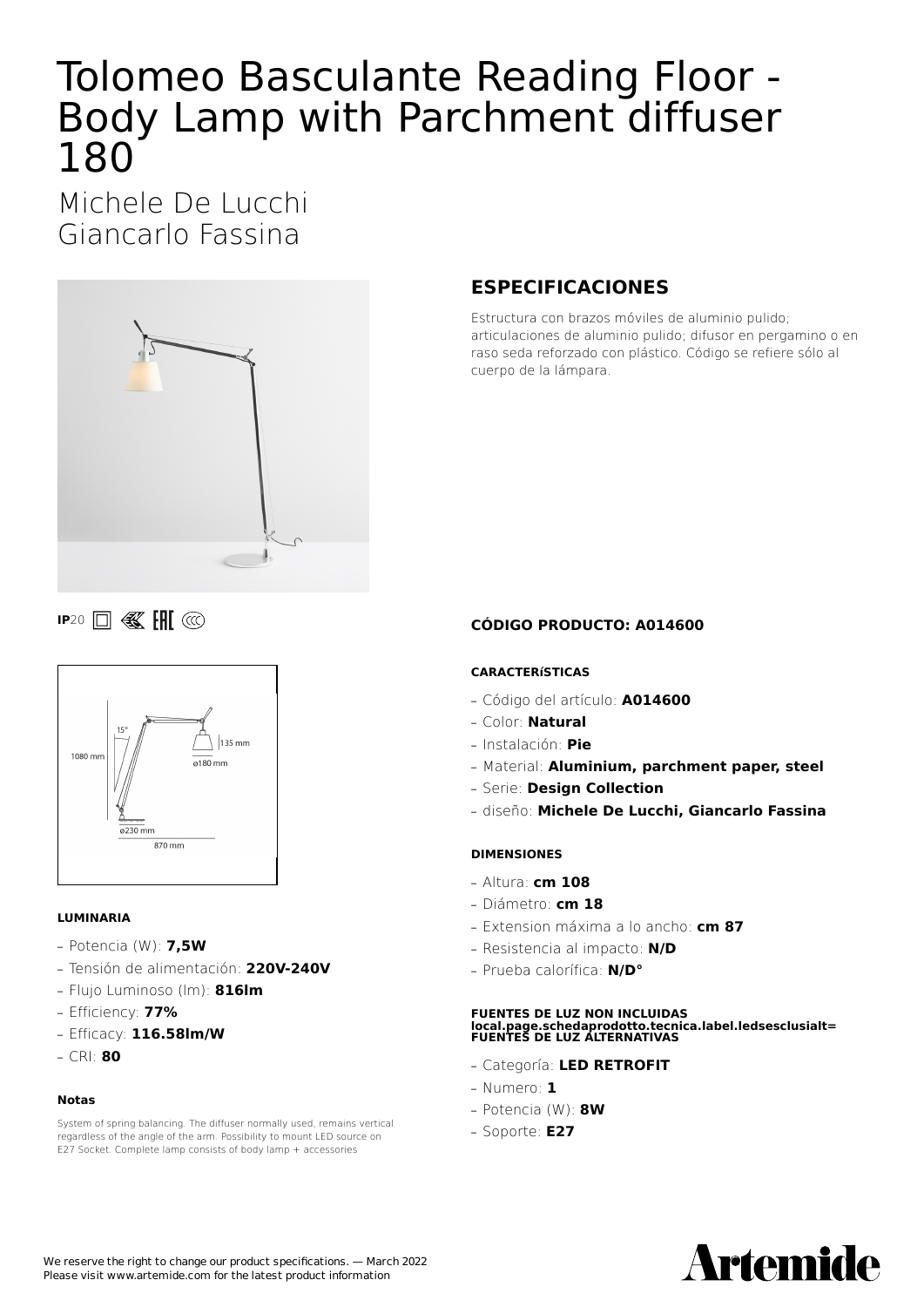# Tolomeo Basculante Reading Floor - Body Lamp with Parchment diffuser 180

## Michele De Lucchi
## Giancarlo Fassina

IP20

## ESPECIFICACIONES

Estructura con brazos móviles de aluminio pulido; articulaciones de aluminio pulido; difusor en pergamino o en raso seda reforzado con plástico. Código se refiere sólo al cuerpo de la lámpara.

**CÓDIGO PRODUCTO: A014600**

#### CARACTERíSTICAS

- Código del artículo: **A014600**
- Color: **Natural**
- Instalación: **Pie**
- Material: **Aluminium, parchment paper, steel**
- Serie: **Design Collection**
- diseño: **Michele De Lucchi, Giancarlo Fassina**

#### DIMENSIONES

- Altura: **cm 108**
- Diámetro: **cm 18**
- Extension máxima a lo ancho: **cm 87**
- Resistencia al impacto: **N/D**
- Prueba calorífica: **N/D°**

#### FUENTES DE LUZ NON INCLUIDAS local.page.schedaprodotto.tecnica.label.ledsesclusialt= FUENTES DE LUZ ALTERNATIVAS

- Categoría: **LED RETROFIT**
- Numero: **1**
- Potencia (W): **8W**
- Soporte: **E27**

#### LUMINARIA

- Potencia (W): **7,5W**
- Tensión de alimentación: **220V-240V**
- Flujo Luminoso (lm): **816lm**
- Efficiency: **77%**
- Efficacy: **116.58lm/W**
- CRI: **80**

#### Notas

System of spring balancing. The diffuser normally used, remains vertical regardless of the angle of the arm. Possibility to mount LED source on E27 Socket. Complete lamp consists of body lamp + accessories

We reserve the right to change our product specifications. — March 2022
Please visit www.artemide.com for the latest product information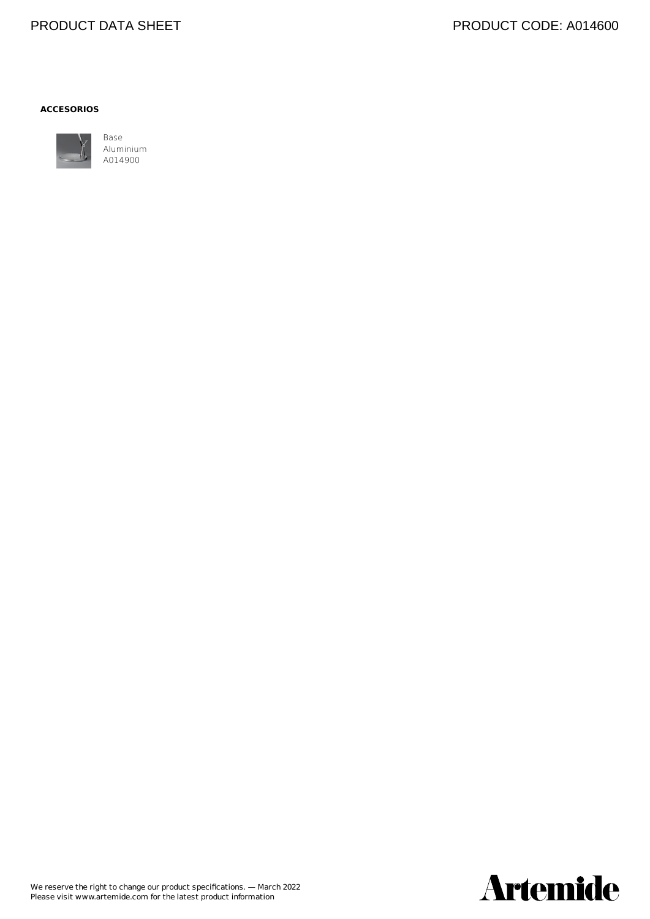**ACCESORIOS**

Base
Aluminium
A014900